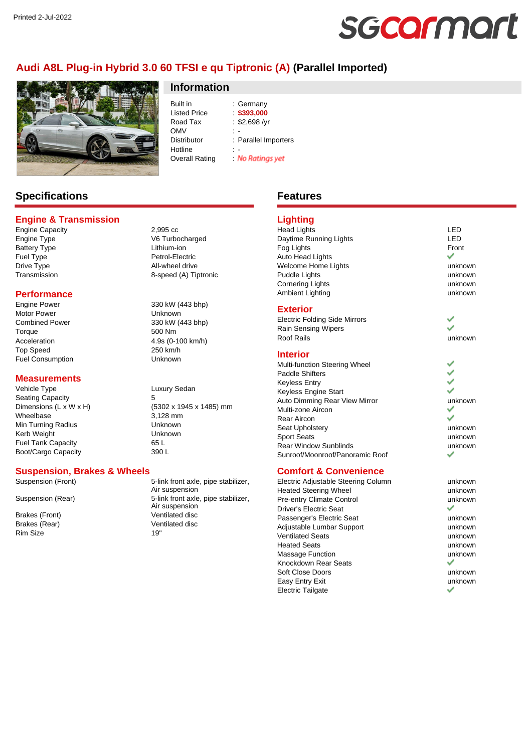Printed 2-Jul-2022

# Audi A8L Plug-in Hybrid 3.0 60 TFSI e qu Tiptronic (A) (Parallel Imported)

## Information

| | |
|---|---|
| Built in | : Germany |
| Listed Price | : $393,000 |
| Road Tax | : $2,698 /yr |
| OMV | : - |
| Distributor | : Parallel Importers |
| Hotline | : - |
| Overall Rating | : No Ratings yet |

## Specifications

### Engine & Transmission

| | |
|---|---|
| Engine Capacity | 2,995 cc |
| Engine Type | V6 Turbocharged |
| Battery Type | Lithium-ion |
| Fuel Type | Petrol-Electric |
| Drive Type | All-wheel drive |
| Transmission | 8-speed (A) Tiptronic |

### Performance

| | |
|---|---|
| Engine Power | 330 kW (443 bhp) |
| Motor Power | Unknown |
| Combined Power | 330 kW (443 bhp) |
| Torque | 500 Nm |
| Acceleration | 4.9s (0-100 km/h) |
| Top Speed | 250 km/h |
| Fuel Consumption | Unknown |

### Measurements

| | |
|---|---|
| Vehicle Type | Luxury Sedan |
| Seating Capacity | 5 |
| Dimensions (L x W x H) | (5302 x 1945 x 1485) mm |
| Wheelbase | 3,128 mm |
| Min Turning Radius | Unknown |
| Kerb Weight | Unknown |
| Fuel Tank Capacity | 65 L |
| Boot/Cargo Capacity | 390 L |

### Suspension, Brakes & Wheels

| | |
|---|---|
| Suspension (Front) | 5-link front axle, pipe stabilizer, Air suspension |
| Suspension (Rear) | 5-link front axle, pipe stabilizer, Air suspension |
| Brakes (Front) | Ventilated disc |
| Brakes (Rear) | Ventilated disc |
| Rim Size | 19" |

## Features

### Lighting

| | |
|---|---|
| Head Lights | LED |
| Daytime Running Lights | LED |
| Fog Lights | Front |
| Auto Head Lights | ✔ |
| Welcome Home Lights | unknown |
| Puddle Lights | unknown |
| Cornering Lights | unknown |
| Ambient Lighting | unknown |

### Exterior

| | |
|---|---|
| Electric Folding Side Mirrors | ✔ |
| Rain Sensing Wipers | ✔ |
| Roof Rails | unknown |

### Interior

| | |
|---|---|
| Multi-function Steering Wheel | ✔ |
| Paddle Shifters | ✔ |
| Keyless Entry | ✔ |
| Keyless Engine Start | ✔ |
| Auto Dimming Rear View Mirror | unknown |
| Multi-zone Aircon | ✔ |
| Rear Aircon | ✔ |
| Seat Upholstery | unknown |
| Sport Seats | unknown |
| Rear Window Sunblinds | unknown |
| Sunroof/Moonroof/Panoramic Roof | ✔ |

### Comfort & Convenience

| | |
|---|---|
| Electric Adjustable Steering Column | unknown |
| Heated Steering Wheel | unknown |
| Pre-entry Climate Control | unknown |
| Driver's Electric Seat | ✔ |
| Passenger's Electric Seat | unknown |
| Adjustable Lumbar Support | unknown |
| Ventilated Seats | unknown |
| Heated Seats | unknown |
| Massage Function | unknown |
| Knockdown Rear Seats | ✔ |
| Soft Close Doors | unknown |
| Easy Entry Exit | unknown |
| Electric Tailgate | ✔ |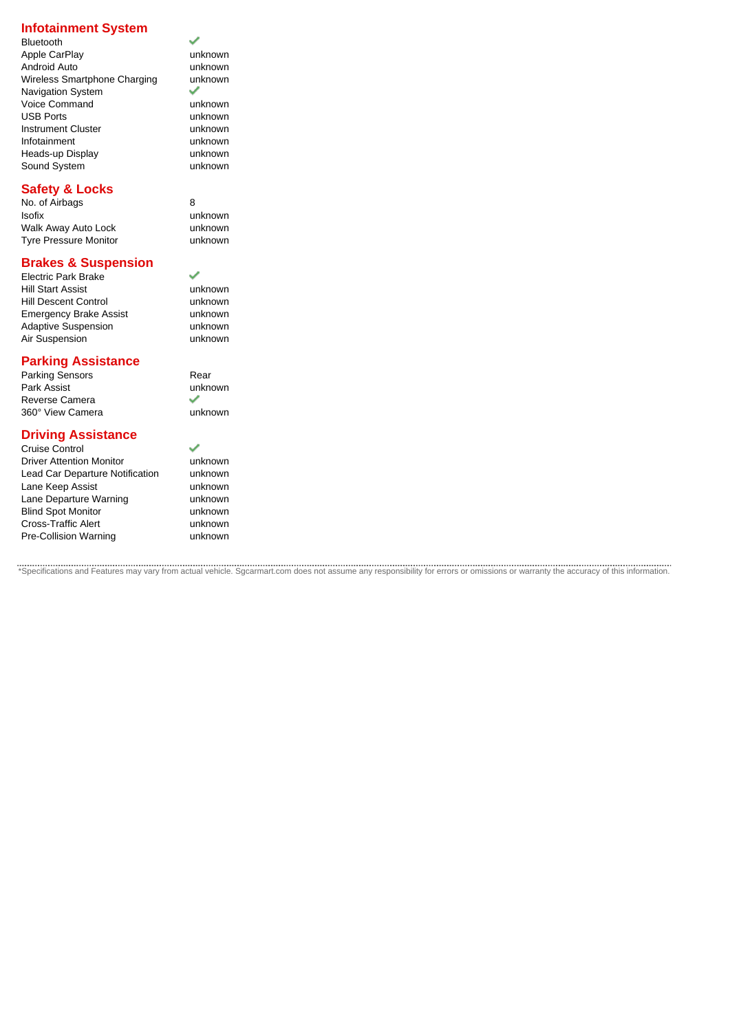## Infotainment System

| | |
|---|---|
| Bluetooth | ✔ |
| Apple CarPlay | unknown |
| Android Auto | unknown |
| Wireless Smartphone Charging | unknown |
| Navigation System | ✔ |
| Voice Command | unknown |
| USB Ports | unknown |
| Instrument Cluster | unknown |
| Infotainment | unknown |
| Heads-up Display | unknown |
| Sound System | unknown |

## Safety & Locks

| | |
|---|---|
| No. of Airbags | 8 |
| Isofix | unknown |
| Walk Away Auto Lock | unknown |
| Tyre Pressure Monitor | unknown |

## Brakes & Suspension

| | |
|---|---|
| Electric Park Brake | ✔ |
| Hill Start Assist | unknown |
| Hill Descent Control | unknown |
| Emergency Brake Assist | unknown |
| Adaptive Suspension | unknown |
| Air Suspension | unknown |

## Parking Assistance

| | |
|---|---|
| Parking Sensors | Rear |
| Park Assist | unknown |
| Reverse Camera | ✔ |
| 360° View Camera | unknown |

## Driving Assistance

| | |
|---|---|
| Cruise Control | ✔ |
| Driver Attention Monitor | unknown |
| Lead Car Departure Notification | unknown |
| Lane Keep Assist | unknown |
| Lane Departure Warning | unknown |
| Blind Spot Monitor | unknown |
| Cross-Traffic Alert | unknown |
| Pre-Collision Warning | unknown |

*Specifications and Features may vary from actual vehicle. Sgcarmart.com does not assume any responsibility for errors or omissions or warranty the accuracy of this information.